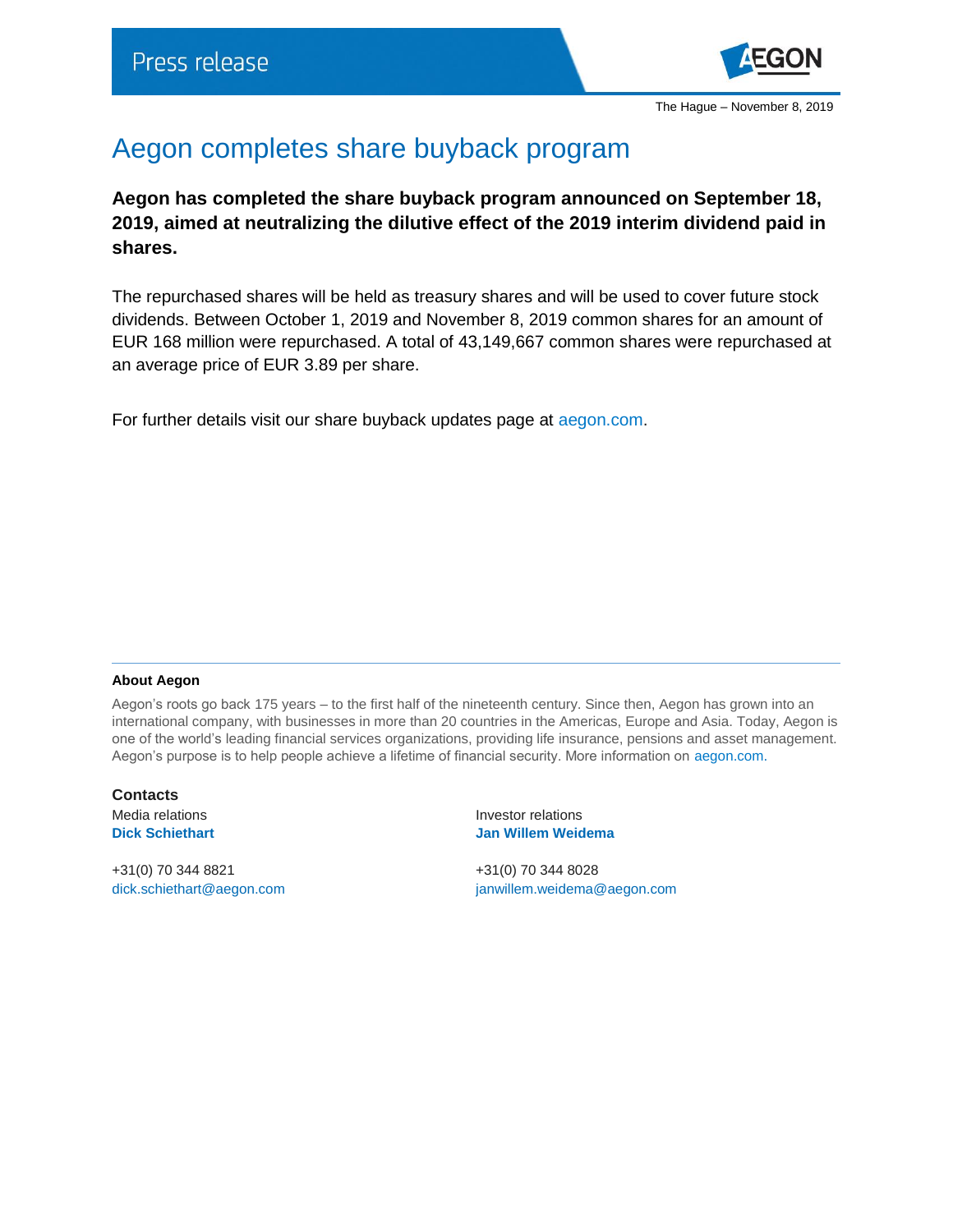Press release

The Hague – November 8, 2019

# Aegon completes share buyback program

**Aegon has completed the share buyback program announced on September 18, 2019, aimed at neutralizing the dilutive effect of the 2019 interim dividend paid in shares.**

The repurchased shares will be held as treasury shares and will be used to cover future stock dividends. Between October 1, 2019 and November 8, 2019 common shares for an amount of EUR 168 million were repurchased. A total of 43,149,667 common shares were repurchased at an average price of EUR 3.89 per share.

For further details visit our share buyback updates page at aegon.com.

---

**About Aegon**

Aegon's roots go back 175 years – to the first half of the nineteenth century. Since then, Aegon has grown into an international company, with businesses in more than 20 countries in the Americas, Europe and Asia. Today, Aegon is one of the world's leading financial services organizations, providing life insurance, pensions and asset management. Aegon's purpose is to help people achieve a lifetime of financial security. More information on aegon.com.

**Contacts**

Media relations
**Dick Schiethart**

+31(0) 70 344 8821
dick.schiethart@aegon.com

Investor relations
**Jan Willem Weidema**

+31(0) 70 344 8028
janwillem.weidema@aegon.com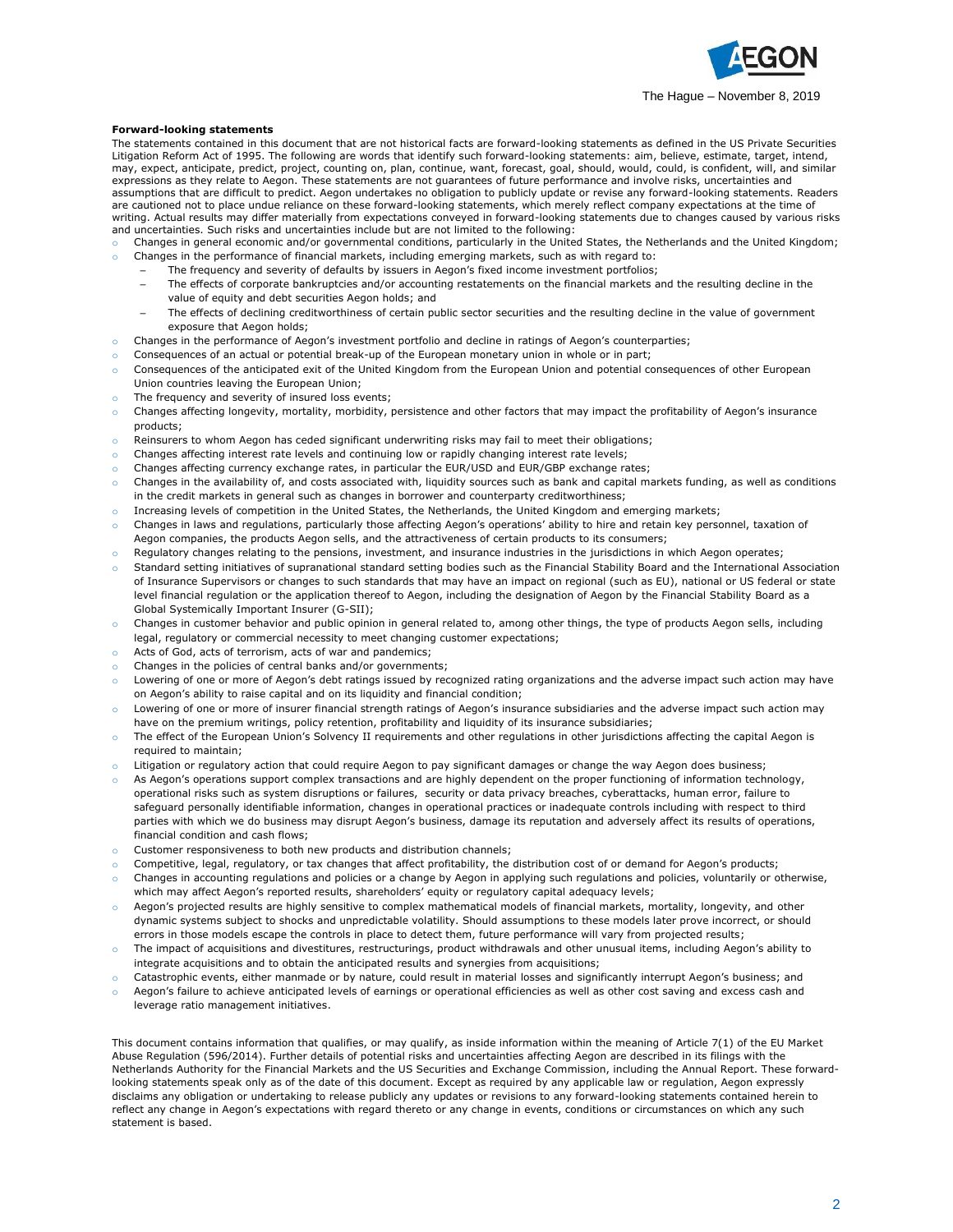The Hague – November 8, 2019

**Forward-looking statements**

The statements contained in this document that are not historical facts are forward-looking statements as defined in the US Private Securities Litigation Reform Act of 1995. The following are words that identify such forward-looking statements: aim, believe, estimate, target, intend, may, expect, anticipate, predict, project, counting on, plan, continue, want, forecast, goal, should, would, could, is confident, will, and similar expressions as they relate to Aegon. These statements are not guarantees of future performance and involve risks, uncertainties and assumptions that are difficult to predict. Aegon undertakes no obligation to publicly update or revise any forward-looking statements. Readers are cautioned not to place undue reliance on these forward-looking statements, which merely reflect company expectations at the time of writing. Actual results may differ materially from expectations conveyed in forward-looking statements due to changes caused by various risks and uncertainties. Such risks and uncertainties include but are not limited to the following:

- Changes in general economic and/or governmental conditions, particularly in the United States, the Netherlands and the United Kingdom;
- Changes in the performance of financial markets, including emerging markets, such as with regard to:
  - The frequency and severity of defaults by issuers in Aegon's fixed income investment portfolios;
  - The effects of corporate bankruptcies and/or accounting restatements on the financial markets and the resulting decline in the value of equity and debt securities Aegon holds; and
  - The effects of declining creditworthiness of certain public sector securities and the resulting decline in the value of government exposure that Aegon holds;
- Changes in the performance of Aegon's investment portfolio and decline in ratings of Aegon's counterparties;
- Consequences of an actual or potential break-up of the European monetary union in whole or in part;
- Consequences of the anticipated exit of the United Kingdom from the European Union and potential consequences of other European Union countries leaving the European Union;
- The frequency and severity of insured loss events;
- Changes affecting longevity, mortality, morbidity, persistence and other factors that may impact the profitability of Aegon's insurance products;
- Reinsurers to whom Aegon has ceded significant underwriting risks may fail to meet their obligations;
- Changes affecting interest rate levels and continuing low or rapidly changing interest rate levels;
- Changes affecting currency exchange rates, in particular the EUR/USD and EUR/GBP exchange rates;
- Changes in the availability of, and costs associated with, liquidity sources such as bank and capital markets funding, as well as conditions in the credit markets in general such as changes in borrower and counterparty creditworthiness;
- Increasing levels of competition in the United States, the Netherlands, the United Kingdom and emerging markets;
- Changes in laws and regulations, particularly those affecting Aegon's operations' ability to hire and retain key personnel, taxation of Aegon companies, the products Aegon sells, and the attractiveness of certain products to its consumers;
- Regulatory changes relating to the pensions, investment, and insurance industries in the jurisdictions in which Aegon operates;
- Standard setting initiatives of supranational standard setting bodies such as the Financial Stability Board and the International Association of Insurance Supervisors or changes to such standards that may have an impact on regional (such as EU), national or US federal or state level financial regulation or the application thereof to Aegon, including the designation of Aegon by the Financial Stability Board as a Global Systemically Important Insurer (G-SII);
- Changes in customer behavior and public opinion in general related to, among other things, the type of products Aegon sells, including legal, regulatory or commercial necessity to meet changing customer expectations;
- Acts of God, acts of terrorism, acts of war and pandemics;
- Changes in the policies of central banks and/or governments;
- Lowering of one or more of Aegon's debt ratings issued by recognized rating organizations and the adverse impact such action may have on Aegon's ability to raise capital and on its liquidity and financial condition;
- Lowering of one or more of insurer financial strength ratings of Aegon's insurance subsidiaries and the adverse impact such action may have on the premium writings, policy retention, profitability and liquidity of its insurance subsidiaries;
- The effect of the European Union's Solvency II requirements and other regulations in other jurisdictions affecting the capital Aegon is required to maintain;
- Litigation or regulatory action that could require Aegon to pay significant damages or change the way Aegon does business;
- As Aegon's operations support complex transactions and are highly dependent on the proper functioning of information technology, operational risks such as system disruptions or failures, security or data privacy breaches, cyberattacks, human error, failure to safeguard personally identifiable information, changes in operational practices or inadequate controls including with respect to third parties with which we do business may disrupt Aegon's business, damage its reputation and adversely affect its results of operations, financial condition and cash flows;
- Customer responsiveness to both new products and distribution channels;
- Competitive, legal, regulatory, or tax changes that affect profitability, the distribution cost of or demand for Aegon's products;
- Changes in accounting regulations and policies or a change by Aegon in applying such regulations and policies, voluntarily or otherwise, which may affect Aegon's reported results, shareholders' equity or regulatory capital adequacy levels;
- Aegon's projected results are highly sensitive to complex mathematical models of financial markets, mortality, longevity, and other dynamic systems subject to shocks and unpredictable volatility. Should assumptions to these models later prove incorrect, or should errors in those models escape the controls in place to detect them, future performance will vary from projected results;
- The impact of acquisitions and divestitures, restructurings, product withdrawals and other unusual items, including Aegon's ability to integrate acquisitions and to obtain the anticipated results and synergies from acquisitions;
- Catastrophic events, either manmade or by nature, could result in material losses and significantly interrupt Aegon's business; and
- Aegon's failure to achieve anticipated levels of earnings or operational efficiencies as well as other cost saving and excess cash and leverage ratio management initiatives.

This document contains information that qualifies, or may qualify, as inside information within the meaning of Article 7(1) of the EU Market Abuse Regulation (596/2014). Further details of potential risks and uncertainties affecting Aegon are described in its filings with the Netherlands Authority for the Financial Markets and the US Securities and Exchange Commission, including the Annual Report. These forward-looking statements speak only as of the date of this document. Except as required by any applicable law or regulation, Aegon expressly disclaims any obligation or undertaking to release publicly any updates or revisions to any forward-looking statements contained herein to reflect any change in Aegon's expectations with regard thereto or any change in events, conditions or circumstances on which any such statement is based.